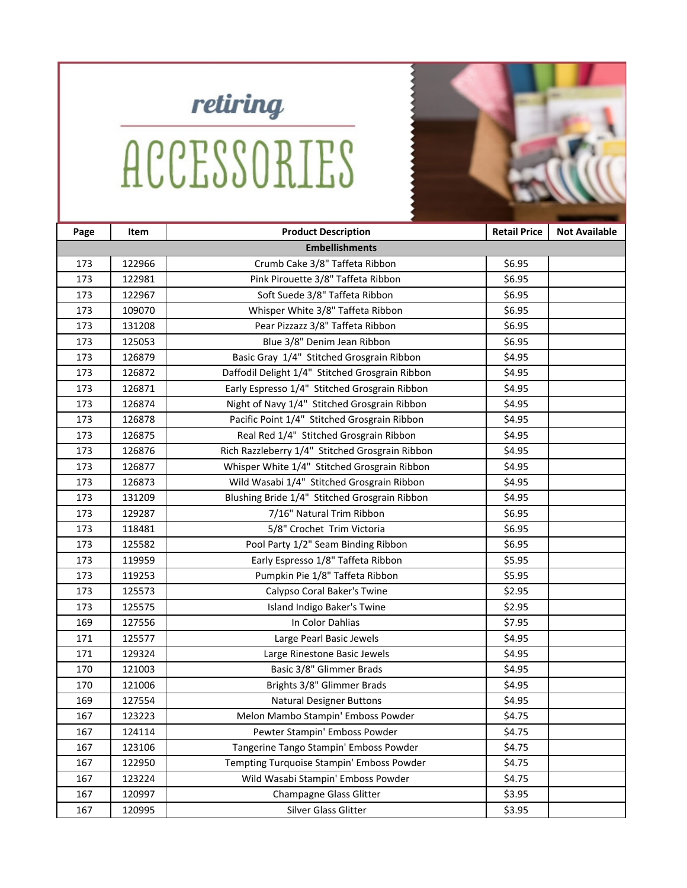# retiring ACCESSORIES

| Page | Item | Product Description | Retail Price | Not Available |
|---|---|---|---|---|
| | | **Embellishments** | | |
| 173 | 122966 | Crumb Cake 3/8" Taffeta Ribbon | $6.95 | |
| 173 | 122981 | Pink Pirouette 3/8" Taffeta Ribbon | $6.95 | |
| 173 | 122967 | Soft Suede 3/8" Taffeta Ribbon | $6.95 | |
| 173 | 109070 | Whisper White 3/8" Taffeta Ribbon | $6.95 | |
| 173 | 131208 | Pear Pizzazz 3/8" Taffeta Ribbon | $6.95 | |
| 173 | 125053 | Blue 3/8" Denim Jean Ribbon | $6.95 | |
| 173 | 126879 | Basic Gray 1/4" Stitched Grosgrain Ribbon | $4.95 | |
| 173 | 126872 | Daffodil Delight 1/4" Stitched Grosgrain Ribbon | $4.95 | |
| 173 | 126871 | Early Espresso 1/4" Stitched Grosgrain Ribbon | $4.95 | |
| 173 | 126874 | Night of Navy 1/4" Stitched Grosgrain Ribbon | $4.95 | |
| 173 | 126878 | Pacific Point 1/4" Stitched Grosgrain Ribbon | $4.95 | |
| 173 | 126875 | Real Red 1/4" Stitched Grosgrain Ribbon | $4.95 | |
| 173 | 126876 | Rich Razzleberry 1/4" Stitched Grosgrain Ribbon | $4.95 | |
| 173 | 126877 | Whisper White 1/4" Stitched Grosgrain Ribbon | $4.95 | |
| 173 | 126873 | Wild Wasabi 1/4" Stitched Grosgrain Ribbon | $4.95 | |
| 173 | 131209 | Blushing Bride 1/4" Stitched Grosgrain Ribbon | $4.95 | |
| 173 | 129287 | 7/16" Natural Trim Ribbon | $6.95 | |
| 173 | 118481 | 5/8" Crochet Trim Victoria | $6.95 | |
| 173 | 125582 | Pool Party 1/2" Seam Binding Ribbon | $6.95 | |
| 173 | 119959 | Early Espresso 1/8" Taffeta Ribbon | $5.95 | |
| 173 | 119253 | Pumpkin Pie 1/8" Taffeta Ribbon | $5.95 | |
| 173 | 125573 | Calypso Coral Baker's Twine | $2.95 | |
| 173 | 125575 | Island Indigo Baker's Twine | $2.95 | |
| 169 | 127556 | In Color Dahlias | $7.95 | |
| 171 | 125577 | Large Pearl Basic Jewels | $4.95 | |
| 171 | 129324 | Large Rinestone Basic Jewels | $4.95 | |
| 170 | 121003 | Basic 3/8" Glimmer Brads | $4.95 | |
| 170 | 121006 | Brights 3/8" Glimmer Brads | $4.95 | |
| 169 | 127554 | Natural Designer Buttons | $4.95 | |
| 167 | 123223 | Melon Mambo Stampin' Emboss Powder | $4.75 | |
| 167 | 124114 | Pewter Stampin' Emboss Powder | $4.75 | |
| 167 | 123106 | Tangerine Tango Stampin' Emboss Powder | $4.75 | |
| 167 | 122950 | Tempting Turquoise Stampin' Emboss Powder | $4.75 | |
| 167 | 123224 | Wild Wasabi Stampin' Emboss Powder | $4.75 | |
| 167 | 120997 | Champagne Glass Glitter | $3.95 | |
| 167 | 120995 | Silver Glass Glitter | $3.95 | |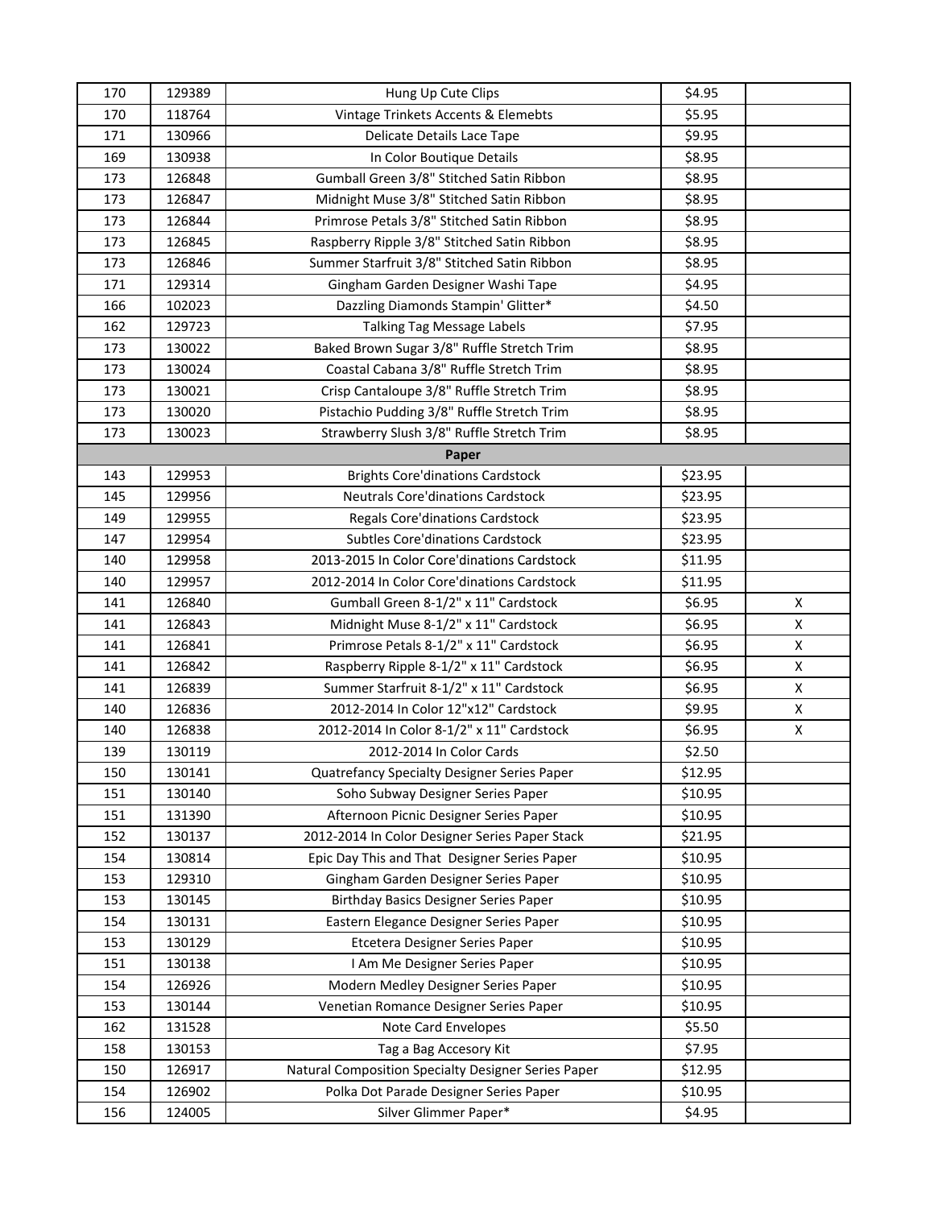| | | | | |
|---|---|---|---|---|
| 170 | 129389 | Hung Up Cute Clips | $4.95 | |
| 170 | 118764 | Vintage Trinkets Accents & Elemebts | $5.95 | |
| 171 | 130966 | Delicate Details Lace Tape | $9.95 | |
| 169 | 130938 | In Color Boutique Details | $8.95 | |
| 173 | 126848 | Gumball Green 3/8" Stitched Satin Ribbon | $8.95 | |
| 173 | 126847 | Midnight Muse 3/8" Stitched Satin Ribbon | $8.95 | |
| 173 | 126844 | Primrose Petals 3/8" Stitched Satin Ribbon | $8.95 | |
| 173 | 126845 | Raspberry Ripple 3/8" Stitched Satin Ribbon | $8.95 | |
| 173 | 126846 | Summer Starfruit 3/8" Stitched Satin Ribbon | $8.95 | |
| 171 | 129314 | Gingham Garden Designer Washi Tape | $4.95 | |
| 166 | 102023 | Dazzling Diamonds Stampin' Glitter* | $4.50 | |
| 162 | 129723 | Talking Tag Message Labels | $7.95 | |
| 173 | 130022 | Baked Brown Sugar 3/8" Ruffle Stretch Trim | $8.95 | |
| 173 | 130024 | Coastal Cabana 3/8" Ruffle Stretch Trim | $8.95 | |
| 173 | 130021 | Crisp Cantaloupe 3/8" Ruffle Stretch Trim | $8.95 | |
| 173 | 130020 | Pistachio Pudding 3/8" Ruffle Stretch Trim | $8.95 | |
| 173 | 130023 | Strawberry Slush 3/8" Ruffle Stretch Trim | $8.95 | |
| | | **Paper** | | |
| 143 | 129953 | Brights Core'dinations Cardstock | $23.95 | |
| 145 | 129956 | Neutrals Core'dinations Cardstock | $23.95 | |
| 149 | 129955 | Regals Core'dinations Cardstock | $23.95 | |
| 147 | 129954 | Subtles Core'dinations Cardstock | $23.95 | |
| 140 | 129958 | 2013-2015 In Color Core'dinations Cardstock | $11.95 | |
| 140 | 129957 | 2012-2014 In Color Core'dinations Cardstock | $11.95 | |
| 141 | 126840 | Gumball Green 8-1/2" x 11" Cardstock | $6.95 | X |
| 141 | 126843 | Midnight Muse 8-1/2" x 11" Cardstock | $6.95 | X |
| 141 | 126841 | Primrose Petals 8-1/2" x 11" Cardstock | $6.95 | X |
| 141 | 126842 | Raspberry Ripple 8-1/2" x 11" Cardstock | $6.95 | X |
| 141 | 126839 | Summer Starfruit 8-1/2" x 11" Cardstock | $6.95 | X |
| 140 | 126836 | 2012-2014 In Color 12"x12" Cardstock | $9.95 | X |
| 140 | 126838 | 2012-2014 In Color 8-1/2" x 11" Cardstock | $6.95 | X |
| 139 | 130119 | 2012-2014 In Color Cards | $2.50 | |
| 150 | 130141 | Quatrefancy Specialty Designer Series Paper | $12.95 | |
| 151 | 130140 | Soho Subway Designer Series Paper | $10.95 | |
| 151 | 131390 | Afternoon Picnic Designer Series Paper | $10.95 | |
| 152 | 130137 | 2012-2014 In Color Designer Series Paper Stack | $21.95 | |
| 154 | 130814 | Epic Day This and That Designer Series Paper | $10.95 | |
| 153 | 129310 | Gingham Garden Designer Series Paper | $10.95 | |
| 153 | 130145 | Birthday Basics Designer Series Paper | $10.95 | |
| 154 | 130131 | Eastern Elegance Designer Series Paper | $10.95 | |
| 153 | 130129 | Etcetera Designer Series Paper | $10.95 | |
| 151 | 130138 | I Am Me Designer Series Paper | $10.95 | |
| 154 | 126926 | Modern Medley Designer Series Paper | $10.95 | |
| 153 | 130144 | Venetian Romance Designer Series Paper | $10.95 | |
| 162 | 131528 | Note Card Envelopes | $5.50 | |
| 158 | 130153 | Tag a Bag Accesory Kit | $7.95 | |
| 150 | 126917 | Natural Composition Specialty Designer Series Paper | $12.95 | |
| 154 | 126902 | Polka Dot Parade Designer Series Paper | $10.95 | |
| 156 | 124005 | Silver Glimmer Paper* | $4.95 | |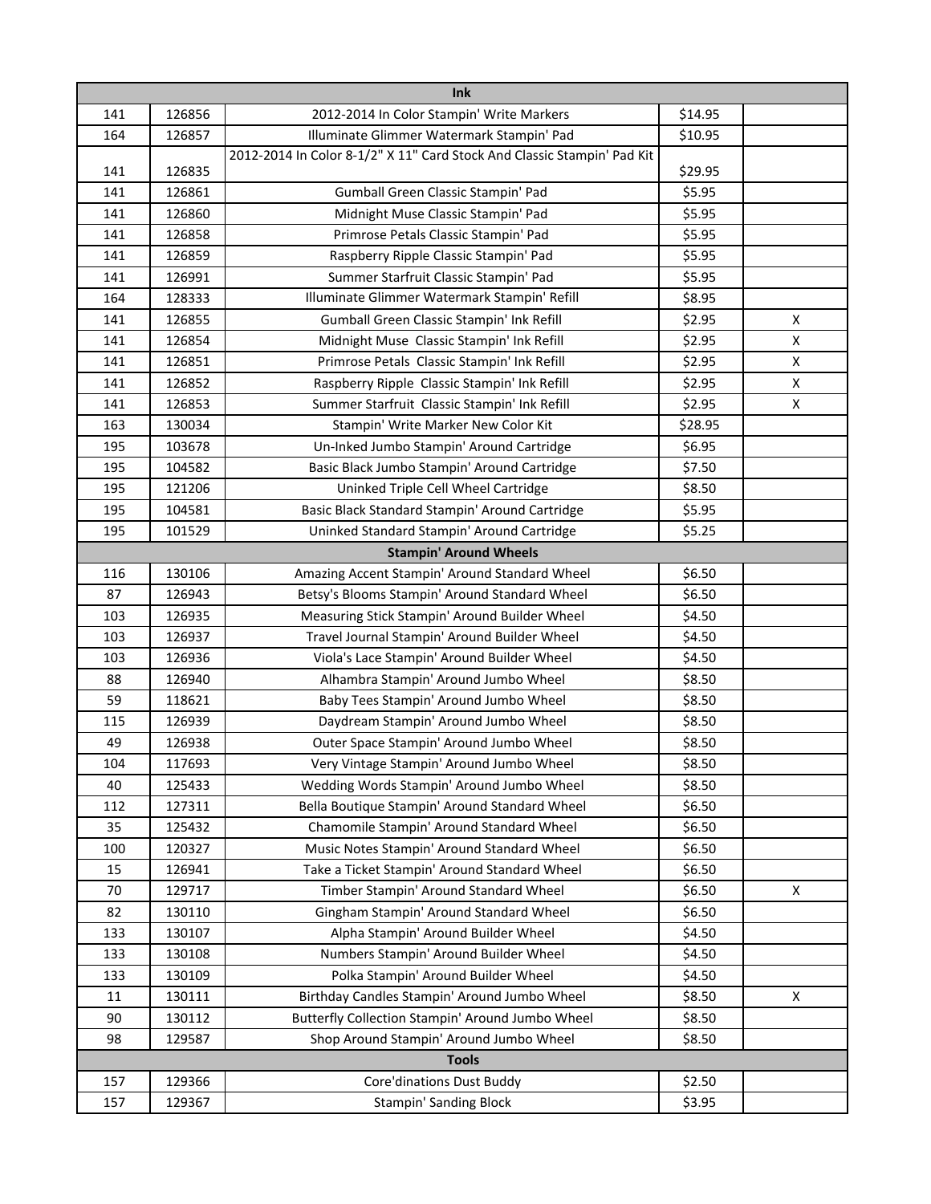| | | Ink | | |
|---|---|---|---|---|
| 141 | 126856 | 2012-2014 In Color Stampin' Write Markers | $14.95 | |
| 164 | 126857 | Illuminate Glimmer Watermark Stampin' Pad | $10.95 | |
| 141 | 126835 | 2012-2014 In Color 8-1/2" X 11" Card Stock And Classic Stampin' Pad Kit | $29.95 | |
| 141 | 126861 | Gumball Green Classic Stampin' Pad | $5.95 | |
| 141 | 126860 | Midnight Muse Classic Stampin' Pad | $5.95 | |
| 141 | 126858 | Primrose Petals Classic Stampin' Pad | $5.95 | |
| 141 | 126859 | Raspberry Ripple Classic Stampin' Pad | $5.95 | |
| 141 | 126991 | Summer Starfruit Classic Stampin' Pad | $5.95 | |
| 164 | 128333 | Illuminate Glimmer Watermark Stampin' Refill | $8.95 | |
| 141 | 126855 | Gumball Green Classic Stampin' Ink Refill | $2.95 | X |
| 141 | 126854 | Midnight Muse Classic Stampin' Ink Refill | $2.95 | X |
| 141 | 126851 | Primrose Petals Classic Stampin' Ink Refill | $2.95 | X |
| 141 | 126852 | Raspberry Ripple Classic Stampin' Ink Refill | $2.95 | X |
| 141 | 126853 | Summer Starfruit Classic Stampin' Ink Refill | $2.95 | X |
| 163 | 130034 | Stampin' Write Marker New Color Kit | $28.95 | |
| 195 | 103678 | Un-Inked Jumbo Stampin' Around Cartridge | $6.95 | |
| 195 | 104582 | Basic Black Jumbo Stampin' Around Cartridge | $7.50 | |
| 195 | 121206 | Uninked Triple Cell Wheel Cartridge | $8.50 | |
| 195 | 104581 | Basic Black Standard Stampin' Around Cartridge | $5.95 | |
| 195 | 101529 | Uninked Standard Stampin' Around Cartridge | $5.25 | |
| | | **Stampin' Around Wheels** | | |
| 116 | 130106 | Amazing Accent Stampin' Around Standard Wheel | $6.50 | |
| 87 | 126943 | Betsy's Blooms Stampin' Around Standard Wheel | $6.50 | |
| 103 | 126935 | Measuring Stick Stampin' Around Builder Wheel | $4.50 | |
| 103 | 126937 | Travel Journal Stampin' Around Builder Wheel | $4.50 | |
| 103 | 126936 | Viola's Lace Stampin' Around Builder Wheel | $4.50 | |
| 88 | 126940 | Alhambra Stampin' Around Jumbo Wheel | $8.50 | |
| 59 | 118621 | Baby Tees Stampin' Around Jumbo Wheel | $8.50 | |
| 115 | 126939 | Daydream Stampin' Around Jumbo Wheel | $8.50 | |
| 49 | 126938 | Outer Space Stampin' Around Jumbo Wheel | $8.50 | |
| 104 | 117693 | Very Vintage Stampin' Around Jumbo Wheel | $8.50 | |
| 40 | 125433 | Wedding Words Stampin' Around Jumbo Wheel | $8.50 | |
| 112 | 127311 | Bella Boutique Stampin' Around Standard Wheel | $6.50 | |
| 35 | 125432 | Chamomile Stampin' Around Standard Wheel | $6.50 | |
| 100 | 120327 | Music Notes Stampin' Around Standard Wheel | $6.50 | |
| 15 | 126941 | Take a Ticket Stampin' Around Standard Wheel | $6.50 | |
| 70 | 129717 | Timber Stampin' Around Standard Wheel | $6.50 | X |
| 82 | 130110 | Gingham Stampin' Around Standard Wheel | $6.50 | |
| 133 | 130107 | Alpha Stampin' Around Builder Wheel | $4.50 | |
| 133 | 130108 | Numbers Stampin' Around Builder Wheel | $4.50 | |
| 133 | 130109 | Polka Stampin' Around Builder Wheel | $4.50 | |
| 11 | 130111 | Birthday Candles Stampin' Around Jumbo Wheel | $8.50 | X |
| 90 | 130112 | Butterfly Collection Stampin' Around Jumbo Wheel | $8.50 | |
| 98 | 129587 | Shop Around Stampin' Around Jumbo Wheel | $8.50 | |
| | | **Tools** | | |
| 157 | 129366 | Core'dinations Dust Buddy | $2.50 | |
| 157 | 129367 | Stampin' Sanding Block | $3.95 | |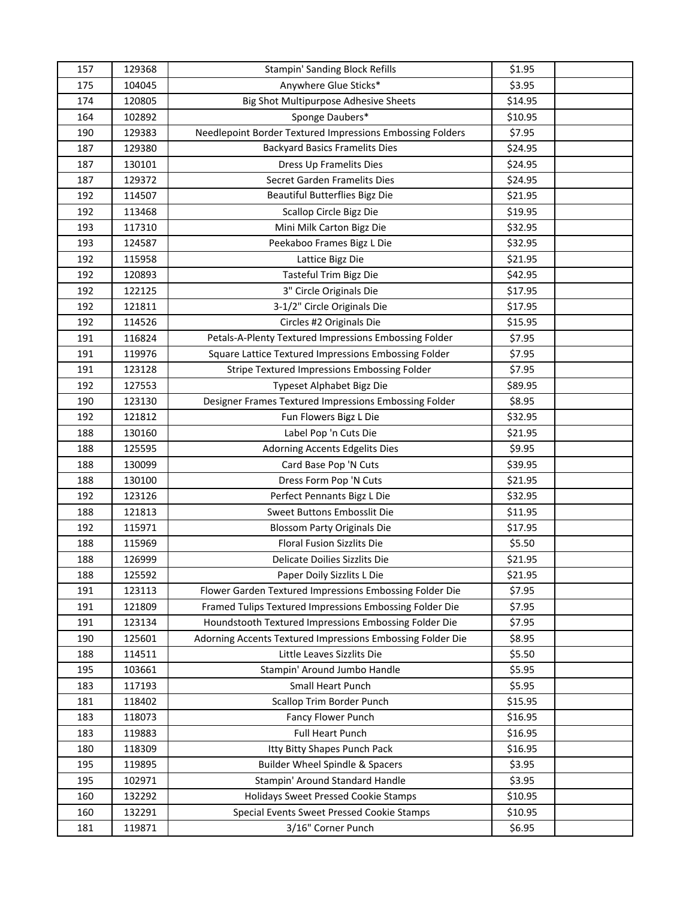| | | | | |
|---|---|---|---|---|
| 157 | 129368 | Stampin' Sanding Block Refills | $1.95 | |
| 175 | 104045 | Anywhere Glue Sticks* | $3.95 | |
| 174 | 120805 | Big Shot Multipurpose Adhesive Sheets | $14.95 | |
| 164 | 102892 | Sponge Daubers* | $10.95 | |
| 190 | 129383 | Needlepoint Border Textured Impressions Embossing Folders | $7.95 | |
| 187 | 129380 | Backyard Basics Framelits Dies | $24.95 | |
| 187 | 130101 | Dress Up Framelits Dies | $24.95 | |
| 187 | 129372 | Secret Garden Framelits Dies | $24.95 | |
| 192 | 114507 | Beautiful Butterflies Bigz Die | $21.95 | |
| 192 | 113468 | Scallop Circle Bigz Die | $19.95 | |
| 193 | 117310 | Mini Milk Carton Bigz Die | $32.95 | |
| 193 | 124587 | Peekaboo Frames Bigz L Die | $32.95 | |
| 192 | 115958 | Lattice Bigz Die | $21.95 | |
| 192 | 120893 | Tasteful Trim Bigz Die | $42.95 | |
| 192 | 122125 | 3" Circle Originals Die | $17.95 | |
| 192 | 121811 | 3-1/2" Circle Originals Die | $17.95 | |
| 192 | 114526 | Circles #2 Originals Die | $15.95 | |
| 191 | 116824 | Petals-A-Plenty Textured Impressions Embossing Folder | $7.95 | |
| 191 | 119976 | Square Lattice Textured Impressions Embossing Folder | $7.95 | |
| 191 | 123128 | Stripe Textured Impressions Embossing Folder | $7.95 | |
| 192 | 127553 | Typeset Alphabet Bigz Die | $89.95 | |
| 190 | 123130 | Designer Frames Textured Impressions Embossing Folder | $8.95 | |
| 192 | 121812 | Fun Flowers Bigz L Die | $32.95 | |
| 188 | 130160 | Label Pop 'n Cuts Die | $21.95 | |
| 188 | 125595 | Adorning Accents Edgelits Dies | $9.95 | |
| 188 | 130099 | Card Base Pop 'N Cuts | $39.95 | |
| 188 | 130100 | Dress Form Pop 'N Cuts | $21.95 | |
| 192 | 123126 | Perfect Pennants Bigz L Die | $32.95 | |
| 188 | 121813 | Sweet Buttons Embosslit Die | $11.95 | |
| 192 | 115971 | Blossom Party Originals Die | $17.95 | |
| 188 | 115969 | Floral Fusion Sizzlits Die | $5.50 | |
| 188 | 126999 | Delicate Doilies Sizzlits Die | $21.95 | |
| 188 | 125592 | Paper Doily Sizzlits L Die | $21.95 | |
| 191 | 123113 | Flower Garden Textured Impressions Embossing Folder Die | $7.95 | |
| 191 | 121809 | Framed Tulips Textured Impressions Embossing Folder Die | $7.95 | |
| 191 | 123134 | Houndstooth Textured Impressions Embossing Folder Die | $7.95 | |
| 190 | 125601 | Adorning Accents Textured Impressions Embossing Folder Die | $8.95 | |
| 188 | 114511 | Little Leaves Sizzlits Die | $5.50 | |
| 195 | 103661 | Stampin' Around Jumbo Handle | $5.95 | |
| 183 | 117193 | Small Heart Punch | $5.95 | |
| 181 | 118402 | Scallop Trim Border Punch | $15.95 | |
| 183 | 118073 | Fancy Flower Punch | $16.95 | |
| 183 | 119883 | Full Heart Punch | $16.95 | |
| 180 | 118309 | Itty Bitty Shapes Punch Pack | $16.95 | |
| 195 | 119895 | Builder Wheel Spindle & Spacers | $3.95 | |
| 195 | 102971 | Stampin' Around Standard Handle | $3.95 | |
| 160 | 132292 | Holidays Sweet Pressed Cookie Stamps | $10.95 | |
| 160 | 132291 | Special Events Sweet Pressed Cookie Stamps | $10.95 | |
| 181 | 119871 | 3/16" Corner Punch | $6.95 | |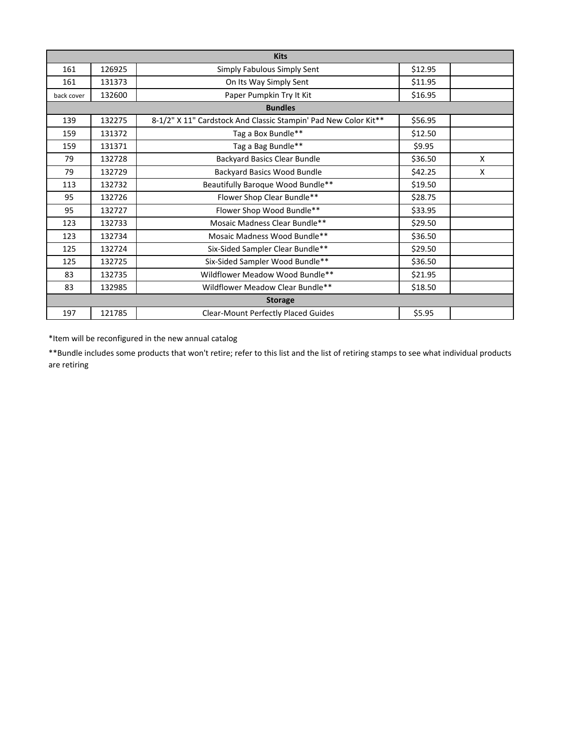| | | | | |
|---|---|---|---|---|
| **Kits** | | | | |
| 161 | 126925 | Simply Fabulous Simply Sent | $12.95 | |
| 161 | 131373 | On Its Way Simply Sent | $11.95 | |
| back cover | 132600 | Paper Pumpkin Try It Kit | $16.95 | |
| **Bundles** | | | | |
| 139 | 132275 | 8-1/2" X 11" Cardstock And Classic Stampin' Pad New Color Kit** | $56.95 | |
| 159 | 131372 | Tag a Box Bundle** | $12.50 | |
| 159 | 131371 | Tag a Bag Bundle** | $9.95 | |
| 79 | 132728 | Backyard Basics Clear Bundle | $36.50 | X |
| 79 | 132729 | Backyard Basics Wood Bundle | $42.25 | X |
| 113 | 132732 | Beautifully Baroque Wood Bundle** | $19.50 | |
| 95 | 132726 | Flower Shop Clear Bundle** | $28.75 | |
| 95 | 132727 | Flower Shop Wood Bundle** | $33.95 | |
| 123 | 132733 | Mosaic Madness Clear Bundle** | $29.50 | |
| 123 | 132734 | Mosaic Madness Wood Bundle** | $36.50 | |
| 125 | 132724 | Six-Sided Sampler Clear Bundle** | $29.50 | |
| 125 | 132725 | Six-Sided Sampler Wood Bundle** | $36.50 | |
| 83 | 132735 | Wildflower Meadow Wood Bundle** | $21.95 | |
| 83 | 132985 | Wildflower Meadow Clear Bundle** | $18.50 | |
| **Storage** | | | | |
| 197 | 121785 | Clear-Mount Perfectly Placed Guides | $5.95 | |

*Item will be reconfigured in the new annual catalog

**Bundle includes some products that won't retire; refer to this list and the list of retiring stamps to see what individual products are retiring